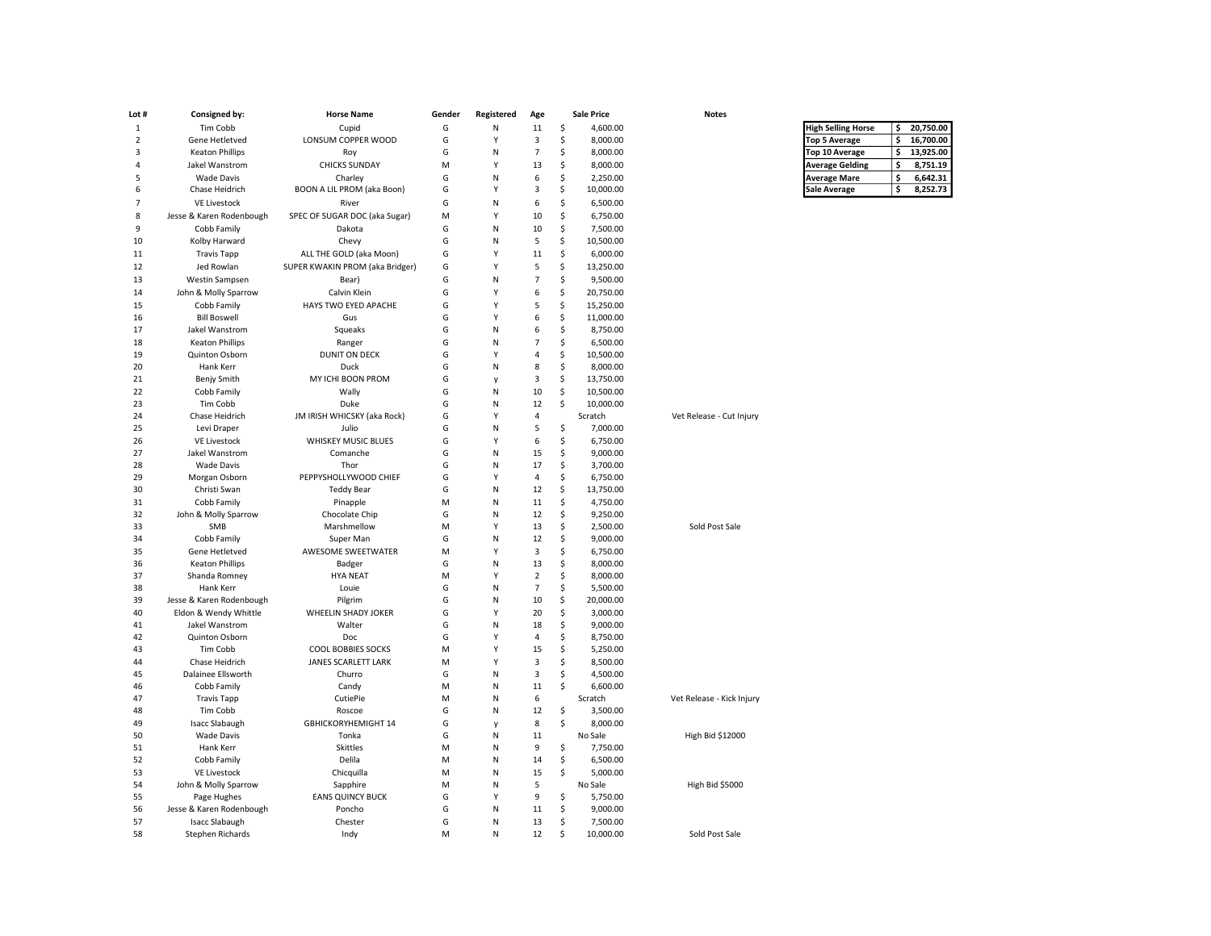| Lot # | Consigned by: | Horse Name | Gender | Registered | Age | Sale Price | Notes |
|---|---|---|---|---|---|---|---|
| 1 | Tim Cobb | Cupid | G | N | 11 | $ 4,600.00 | |
| 2 | Gene Hetletved | LONSUM COPPER WOOD | G | Y | 3 | $ 8,000.00 | |
| 3 | Keaton Phillips | Roy | G | N | 7 | $ 8,000.00 | |
| 4 | Jakel Wanstrom | CHICKS SUNDAY | M | Y | 13 | $ 8,000.00 | |
| 5 | Wade Davis | Charley | G | N | 6 | $ 2,250.00 | |
| 6 | Chase Heidrich | BOON A LIL PROM (aka Boon) | G | Y | 3 | $ 10,000.00 | |
| 7 | VE Livestock | River | G | N | 6 | $ 6,500.00 | |
| 8 | Jesse & Karen Rodenbough | SPEC OF SUGAR DOC (aka Sugar) | M | Y | 10 | $ 6,750.00 | |
| 9 | Cobb Family | Dakota | G | N | 10 | $ 7,500.00 | |
| 10 | Kolby Harward | Chevy | G | N | 5 | $ 10,500.00 | |
| 11 | Travis Tapp | ALL THE GOLD (aka Moon) | G | Y | 11 | $ 6,000.00 | |
| 12 | Jed Rowlan | SUPER KWAKIN PROM (aka Bridger) | G | Y | 5 | $ 13,250.00 | |
| 13 | Westin Sampsen | Bear) | G | N | 7 | $ 9,500.00 | |
| 14 | John & Molly Sparrow | Calvin Klein | G | Y | 6 | $ 20,750.00 | |
| 15 | Cobb Family | HAYS TWO EYED APACHE | G | Y | 5 | $ 15,250.00 | |
| 16 | Bill Boswell | Gus | G | Y | 6 | $ 11,000.00 | |
| 17 | Jakel Wanstrom | Squeaks | G | N | 6 | $ 8,750.00 | |
| 18 | Keaton Phillips | Ranger | G | N | 7 | $ 6,500.00 | |
| 19 | Quinton Osborn | DUNIT ON DECK | G | Y | 4 | $ 10,500.00 | |
| 20 | Hank Kerr | Duck | G | N | 8 | $ 8,000.00 | |
| 21 | Benjy Smith | MY ICHI BOON PROM | G | y | 3 | $ 13,750.00 | |
| 22 | Cobb Family | Wally | G | N | 10 | $ 10,500.00 | |
| 23 | Tim Cobb | Duke | G | N | 12 | $ 10,000.00 | |
| 24 | Chase Heidrich | JM IRISH WHICSKY (aka Rock) | G | Y | 4 | Scratch | Vet Release - Cut Injury |
| 25 | Levi Draper | Julio | G | N | 5 | $ 7,000.00 | |
| 26 | VE Livestock | WHISKEY MUSIC BLUES | G | Y | 6 | $ 6,750.00 | |
| 27 | Jakel Wanstrom | Comanche | G | N | 15 | $ 9,000.00 | |
| 28 | Wade Davis | Thor | G | N | 17 | $ 3,700.00 | |
| 29 | Morgan Osborn | PEPPYSHOLLYWOOD CHIEF | G | Y | 4 | $ 6,750.00 | |
| 30 | Christi Swan | Teddy Bear | G | N | 12 | $ 13,750.00 | |
| 31 | Cobb Family | Pinapple | M | N | 11 | $ 4,750.00 | |
| 32 | John & Molly Sparrow | Chocolate Chip | G | N | 12 | $ 9,250.00 | |
| 33 | SMB | Marshmellow | M | Y | 13 | $ 2,500.00 | Sold Post Sale |
| 34 | Cobb Family | Super Man | G | N | 12 | $ 9,000.00 | |
| 35 | Gene Hetletved | AWESOME SWEETWATER | M | Y | 3 | $ 6,750.00 | |
| 36 | Keaton Phillips | Badger | G | N | 13 | $ 8,000.00 | |
| 37 | Shanda Romney | HYA NEAT | M | Y | 2 | $ 8,000.00 | |
| 38 | Hank Kerr | Louie | G | N | 7 | $ 5,500.00 | |
| 39 | Jesse & Karen Rodenbough | Pilgrim | G | N | 10 | $ 20,000.00 | |
| 40 | Eldon & Wendy Whittle | WHEELIN SHADY JOKER | G | Y | 20 | $ 3,000.00 | |
| 41 | Jakel Wanstrom | Walter | G | N | 18 | $ 9,000.00 | |
| 42 | Quinton Osborn | Doc | G | Y | 4 | $ 8,750.00 | |
| 43 | Tim Cobb | COOL BOBBIES SOCKS | M | Y | 15 | $ 5,250.00 | |
| 44 | Chase Heidrich | JANES SCARLETT LARK | M | Y | 3 | $ 8,500.00 | |
| 45 | Dalainee Ellsworth | Churro | G | N | 3 | $ 4,500.00 | |
| 46 | Cobb Family | Candy | M | N | 11 | $ 6,600.00 | |
| 47 | Travis Tapp | CutiePie | M | N | 6 | Scratch | Vet Release - Kick Injury |
| 48 | Tim Cobb | Roscoe | G | N | 12 | $ 3,500.00 | |
| 49 | Isacc Slabaugh | GBHICKORYHEMIGHT 14 | G | y | 8 | $ 8,000.00 | |
| 50 | Wade Davis | Tonka | G | N | 11 | No Sale | High Bid $12000 |
| 51 | Hank Kerr | Skittles | M | N | 9 | $ 7,750.00 | |
| 52 | Cobb Family | Delila | M | N | 14 | $ 6,500.00 | |
| 53 | VE Livestock | Chicquilla | M | N | 15 | $ 5,000.00 | |
| 54 | John & Molly Sparrow | Sapphire | M | N | 5 | No Sale | High Bid $5000 |
| 55 | Page Hughes | EANS QUINCY BUCK | G | Y | 9 | $ 5,750.00 | |
| 56 | Jesse & Karen Rodenbough | Poncho | G | N | 11 | $ 9,000.00 | |
| 57 | Isacc Slabaugh | Chester | G | N | 13 | $ 7,500.00 | |
| 58 | Stephen Richards | Indy | M | N | 12 | $ 10,000.00 | Sold Post Sale |

| | |
|---|---|
| **High Selling Horse** | **$ 20,750.00** |
| **Top 5 Average** | **$ 16,700.00** |
| **Top 10 Average** | **$ 13,925.00** |
| **Average Gelding** | **$ 8,751.19** |
| **Average Mare** | **$ 6,642.31** |
| **Sale Average** | **$ 8,252.73** |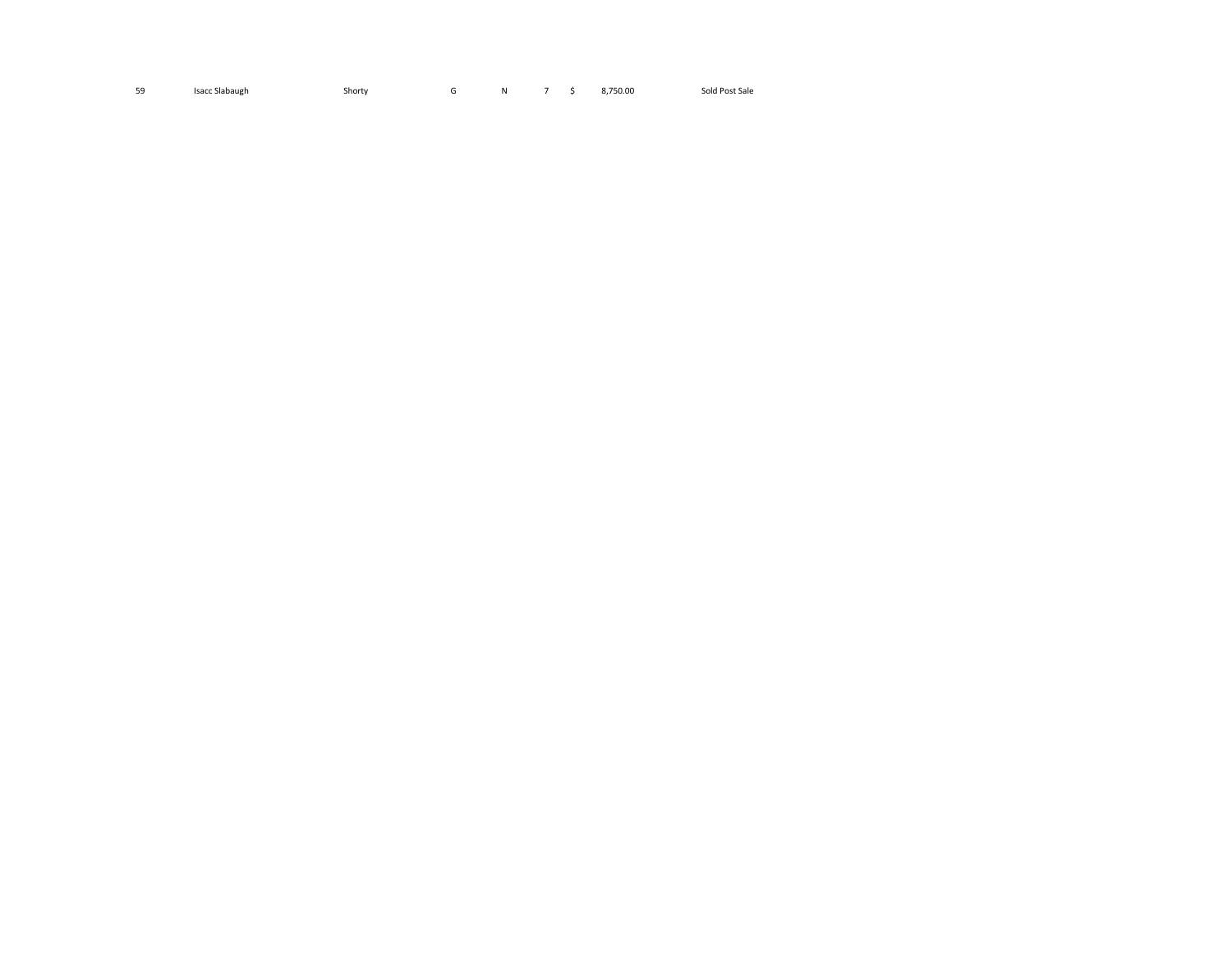| | | | | | | | |
|---|---|---|---|---|---|---|---|
| 59 | Isacc Slabaugh | Shorty | G | N | 7 | $ 8,750.00 | Sold Post Sale |